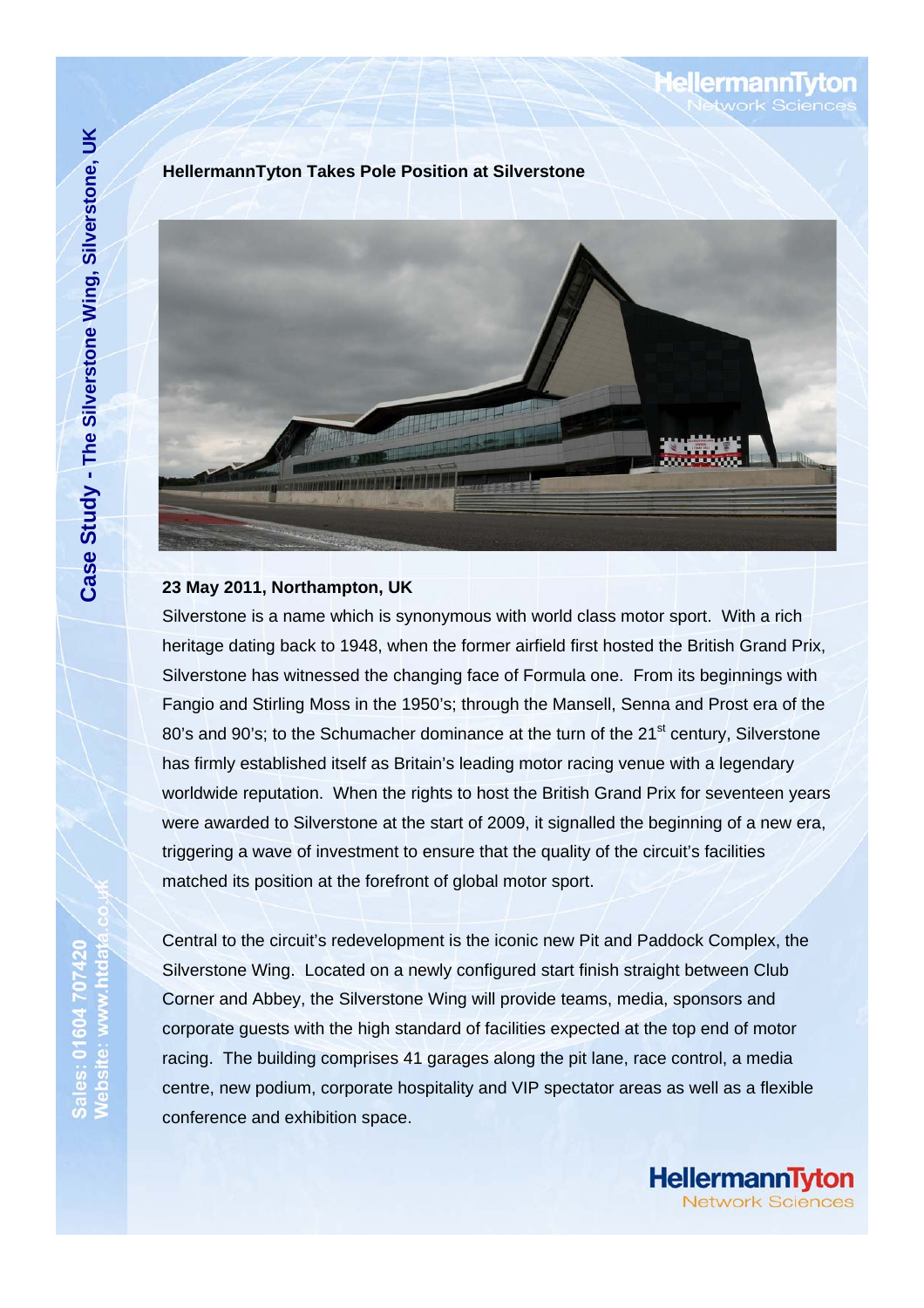# HellermannTyton Takes Pole Position at Silverstone

**23 May 2011, Northampton, UK**

Silverstone is a name which is synonymous with world class motor sport. With a rich heritage dating back to 1948, when the former airfield first hosted the British Grand Prix, Silverstone has witnessed the changing face of Formula one. From its beginnings with Fangio and Stirling Moss in the 1950's; through the Mansell, Senna and Prost era of the 80's and 90's; to the Schumacher dominance at the turn of the 21st century, Silverstone has firmly established itself as Britain's leading motor racing venue with a legendary worldwide reputation. When the rights to host the British Grand Prix for seventeen years were awarded to Silverstone at the start of 2009, it signalled the beginning of a new era, triggering a wave of investment to ensure that the quality of the circuit's facilities matched its position at the forefront of global motor sport.

Central to the circuit's redevelopment is the iconic new Pit and Paddock Complex, the Silverstone Wing. Located on a newly configured start finish straight between Club Corner and Abbey, the Silverstone Wing will provide teams, media, sponsors and corporate guests with the high standard of facilities expected at the top end of motor racing. The building comprises 41 garages along the pit lane, race control, a media centre, new podium, corporate hospitality and VIP spectator areas as well as a flexible conference and exhibition space.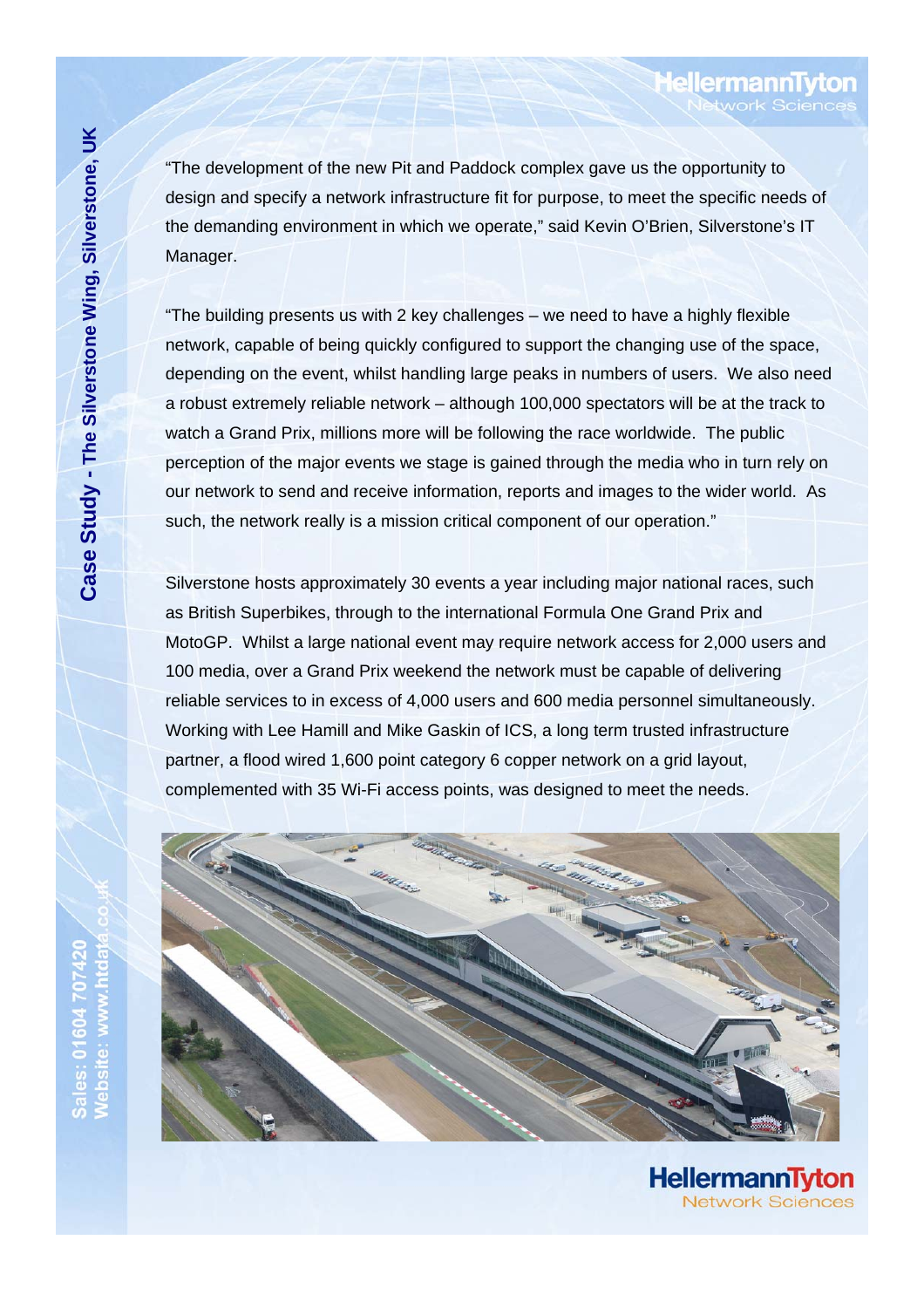"The development of the new Pit and Paddock complex gave us the opportunity to design and specify a network infrastructure fit for purpose, to meet the specific needs of the demanding environment in which we operate," said Kevin O'Brien, Silverstone's IT Manager.

"The building presents us with 2 key challenges – we need to have a highly flexible network, capable of being quickly configured to support the changing use of the space, depending on the event, whilst handling large peaks in numbers of users. We also need a robust extremely reliable network – although 100,000 spectators will be at the track to watch a Grand Prix, millions more will be following the race worldwide. The public perception of the major events we stage is gained through the media who in turn rely on our network to send and receive information, reports and images to the wider world. As such, the network really is a mission critical component of our operation."

Silverstone hosts approximately 30 events a year including major national races, such as British Superbikes, through to the international Formula One Grand Prix and MotoGP. Whilst a large national event may require network access for 2,000 users and 100 media, over a Grand Prix weekend the network must be capable of delivering reliable services to in excess of 4,000 users and 600 media personnel simultaneously. Working with Lee Hamill and Mike Gaskin of ICS, a long term trusted infrastructure partner, a flood wired 1,600 point category 6 copper network on a grid layout, complemented with 35 Wi-Fi access points, was designed to meet the needs.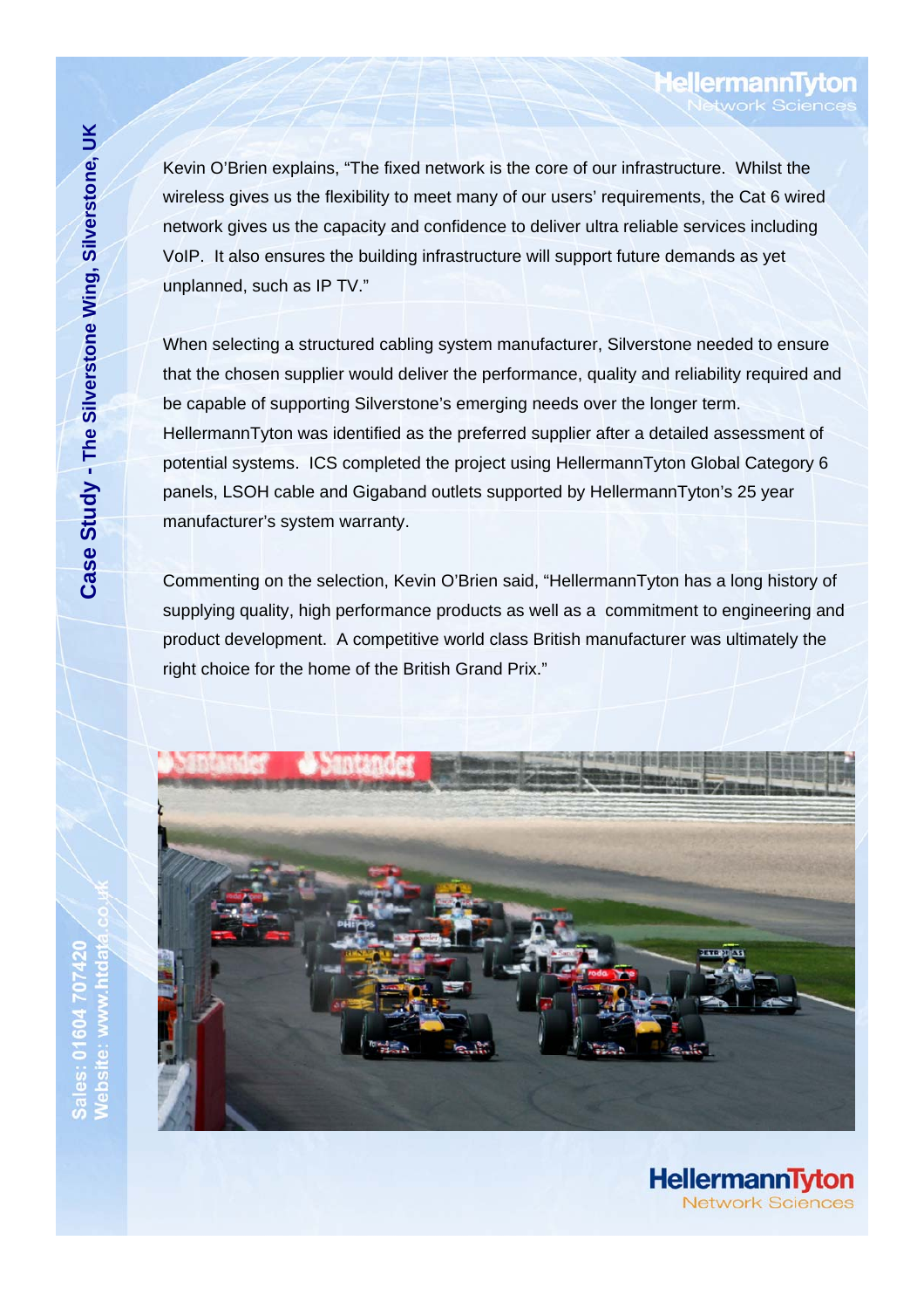Kevin O'Brien explains, "The fixed network is the core of our infrastructure. Whilst the wireless gives us the flexibility to meet many of our users' requirements, the Cat 6 wired network gives us the capacity and confidence to deliver ultra reliable services including VoIP. It also ensures the building infrastructure will support future demands as yet unplanned, such as IP TV."

When selecting a structured cabling system manufacturer, Silverstone needed to ensure that the chosen supplier would deliver the performance, quality and reliability required and be capable of supporting Silverstone's emerging needs over the longer term. HellermannTyton was identified as the preferred supplier after a detailed assessment of potential systems. ICS completed the project using HellermannTyton Global Category 6 panels, LSOH cable and Gigaband outlets supported by HellermannTyton's 25 year manufacturer's system warranty.

Commenting on the selection, Kevin O'Brien said, "HellermannTyton has a long history of supplying quality, high performance products as well as a commitment to engineering and product development. A competitive world class British manufacturer was ultimately the right choice for the home of the British Grand Prix."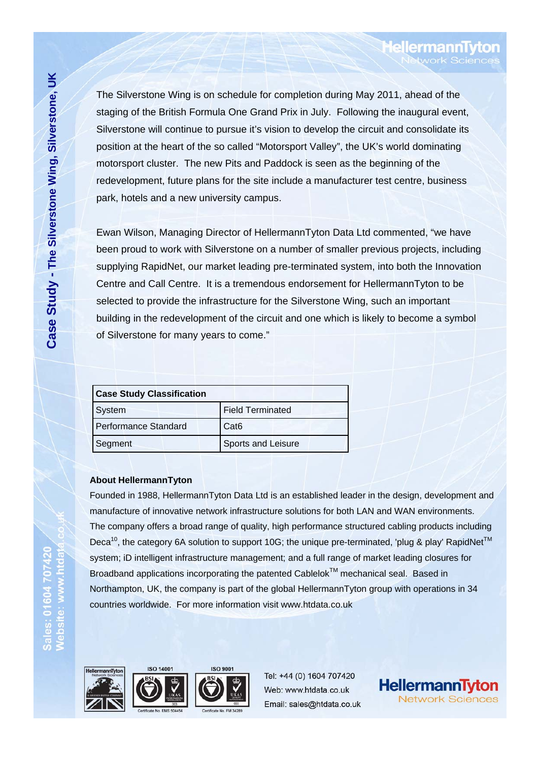The Silverstone Wing is on schedule for completion during May 2011, ahead of the staging of the British Formula One Grand Prix in July. Following the inaugural event, Silverstone will continue to pursue it's vision to develop the circuit and consolidate its position at the heart of the so called "Motorsport Valley", the UK's world dominating motorsport cluster. The new Pits and Paddock is seen as the beginning of the redevelopment, future plans for the site include a manufacturer test centre, business park, hotels and a new university campus.

Ewan Wilson, Managing Director of HellermannTyton Data Ltd commented, "we have been proud to work with Silverstone on a number of smaller previous projects, including supplying RapidNet, our market leading pre-terminated system, into both the Innovation Centre and Call Centre. It is a tremendous endorsement for HellermannTyton to be selected to provide the infrastructure for the Silverstone Wing, such an important building in the redevelopment of the circuit and one which is likely to become a symbol of Silverstone for many years to come."

| **Case Study Classification** | |
|---|---|
| System | Field Terminated |
| Performance Standard | Cat6 |
| Segment | Sports and Leisure |

**About HellermannTyton**

Founded in 1988, HellermannTyton Data Ltd is an established leader in the design, development and manufacture of innovative network infrastructure solutions for both LAN and WAN environments. The company offers a broad range of quality, high performance structured cabling products including Deca$^{10}$, the category 6A solution to support 10G; the unique pre-terminated, 'plug & play' RapidNet™ system; iD intelligent infrastructure management; and a full range of market leading closures for Broadband applications incorporating the patented Cablelok™ mechanical seal. Based in Northampton, UK, the company is part of the global HellermannTyton group with operations in 34 countries worldwide. For more information visit www.htdata.co.uk

ISO 14001 — Certificate No. EMS 504454

ISO 9001 — Certificate No. FM 34289

Tel: +44 (0) 1604 707420
Web: www.htdata.co.uk
Email: sales@htdata.co.uk